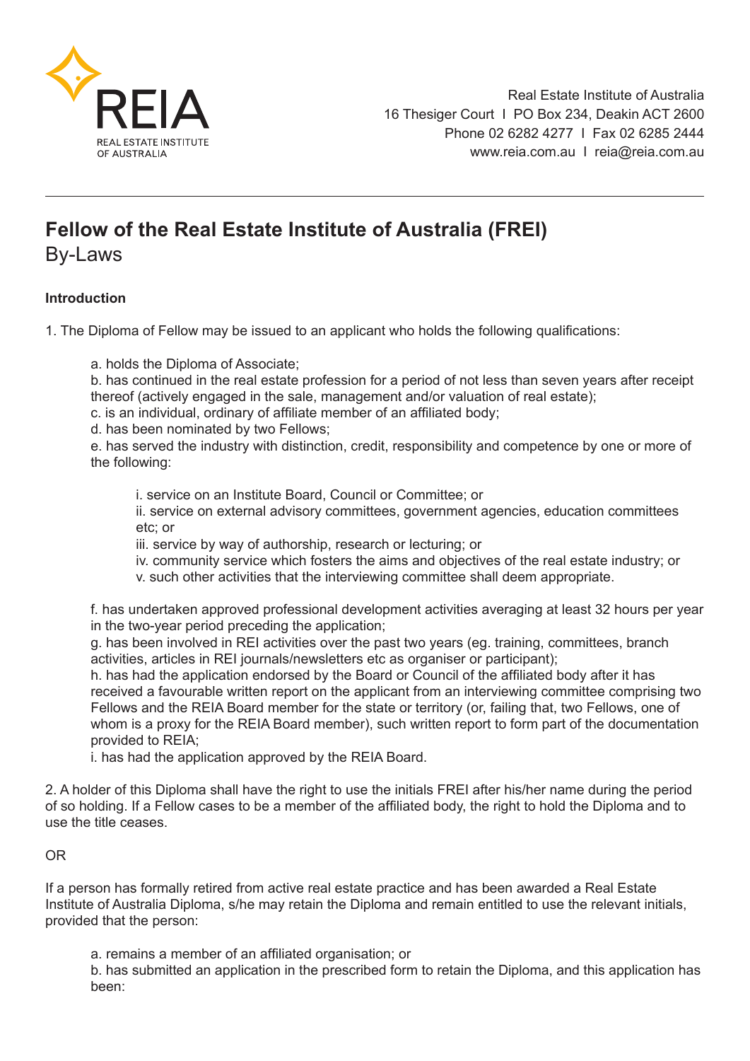Real Estate Institute of Australia
16 Thesiger Court I PO Box 234, Deakin ACT 2600
Phone 02 6282 4277 I Fax 02 6285 2444
www.reia.com.au I reia@reia.com.au

# Fellow of the Real Estate Institute of Australia (FREI)

## By-Laws

### Introduction

1. The Diploma of Fellow may be issued to an applicant who holds the following qualifications:

   a. holds the Diploma of Associate;
   b. has continued in the real estate profession for a period of not less than seven years after receipt thereof (actively engaged in the sale, management and/or valuation of real estate);
   c. is an individual, ordinary of affiliate member of an affiliated body;
   d. has been nominated by two Fellows;
   e. has served the industry with distinction, credit, responsibility and competence by one or more of the following:

      i. service on an Institute Board, Council or Committee; or
      ii. service on external advisory committees, government agencies, education committees etc; or
      iii. service by way of authorship, research or lecturing; or
      iv. community service which fosters the aims and objectives of the real estate industry; or
      v. such other activities that the interviewing committee shall deem appropriate.

   f. has undertaken approved professional development activities averaging at least 32 hours per year in the two-year period preceding the application;
   g. has been involved in REI activities over the past two years (eg. training, committees, branch activities, articles in REI journals/newsletters etc as organiser or participant);
   h. has had the application endorsed by the Board or Council of the affiliated body after it has received a favourable written report on the applicant from an interviewing committee comprising two Fellows and the REIA Board member for the state or territory (or, failing that, two Fellows, one of whom is a proxy for the REIA Board member), such written report to form part of the documentation provided to REIA;
   i. has had the application approved by the REIA Board.

2. A holder of this Diploma shall have the right to use the initials FREI after his/her name during the period of so holding. If a Fellow cases to be a member of the affiliated body, the right to hold the Diploma and to use the title ceases.

OR

If a person has formally retired from active real estate practice and has been awarded a Real Estate Institute of Australia Diploma, s/he may retain the Diploma and remain entitled to use the relevant initials, provided that the person:

   a. remains a member of an affiliated organisation; or
   b. has submitted an application in the prescribed form to retain the Diploma, and this application has been: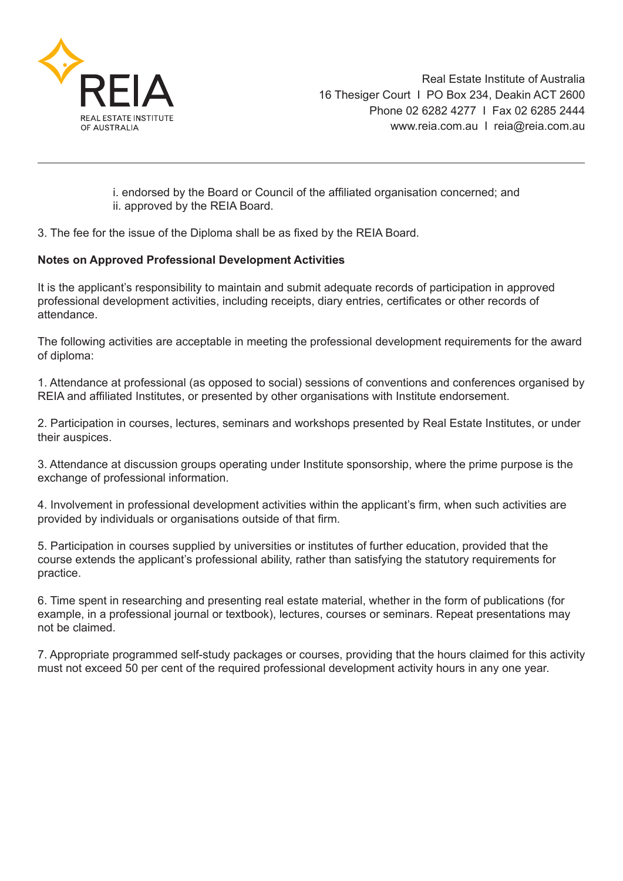i. endorsed by the Board or Council of the affiliated organisation concerned; and
ii. approved by the REIA Board.

3. The fee for the issue of the Diploma shall be as fixed by the REIA Board.

**Notes on Approved Professional Development Activities**

It is the applicant's responsibility to maintain and submit adequate records of participation in approved professional development activities, including receipts, diary entries, certificates or other records of attendance.

The following activities are acceptable in meeting the professional development requirements for the award of diploma:

1. Attendance at professional (as opposed to social) sessions of conventions and conferences organised by REIA and affiliated Institutes, or presented by other organisations with Institute endorsement.

2. Participation in courses, lectures, seminars and workshops presented by Real Estate Institutes, or under their auspices.

3. Attendance at discussion groups operating under Institute sponsorship, where the prime purpose is the exchange of professional information.

4. Involvement in professional development activities within the applicant's firm, when such activities are provided by individuals or organisations outside of that firm.

5. Participation in courses supplied by universities or institutes of further education, provided that the course extends the applicant's professional ability, rather than satisfying the statutory requirements for practice.

6. Time spent in researching and presenting real estate material, whether in the form of publications (for example, in a professional journal or textbook), lectures, courses or seminars. Repeat presentations may not be claimed.

7. Appropriate programmed self-study packages or courses, providing that the hours claimed for this activity must not exceed 50 per cent of the required professional development activity hours in any one year.